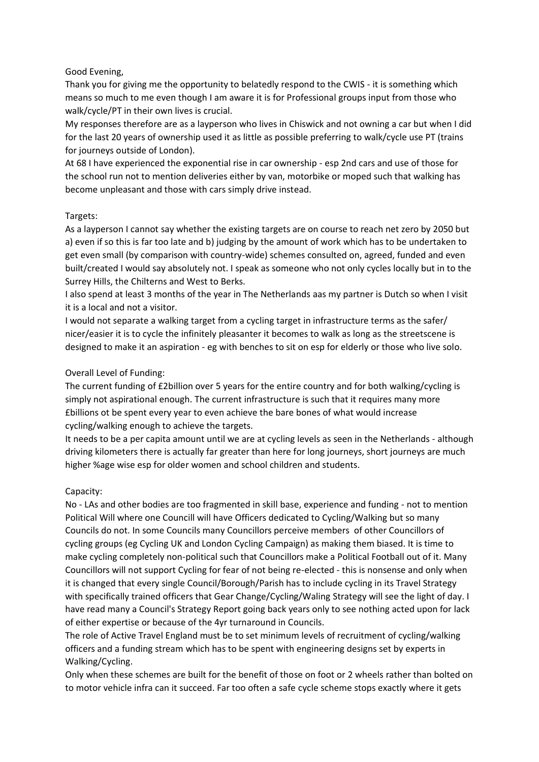Good Evening,

Thank you for giving me the opportunity to belatedly respond to the CWIS - it is something which means so much to me even though I am aware it is for Professional groups input from those who walk/cycle/PT in their own lives is crucial.

My responses therefore are as a layperson who lives in Chiswick and not owning a car but when I did for the last 20 years of ownership used it as little as possible preferring to walk/cycle use PT (trains for journeys outside of London).

At 68 I have experienced the exponential rise in car ownership - esp 2nd cars and use of those for the school run not to mention deliveries either by van, motorbike or moped such that walking has become unpleasant and those with cars simply drive instead.

Targets:

As a layperson I cannot say whether the existing targets are on course to reach net zero by 2050 but a) even if so this is far too late and b) judging by the amount of work which has to be undertaken to get even small (by comparison with country-wide) schemes consulted on, agreed, funded and even built/created I would say absolutely not. I speak as someone who not only cycles locally but in to the Surrey Hills, the Chilterns and West to Berks.

I also spend at least 3 months of the year in The Netherlands aas my partner is Dutch so when I visit it is a local and not a visitor.

I would not separate a walking target from a cycling target in infrastructure terms as the safer/nicer/easier it is to cycle the infinitely pleasanter it becomes to walk as long as the streetscene is designed to make it an aspiration - eg with benches to sit on esp for elderly or those who live solo.

Overall Level of Funding:

The current funding of £2billion over 5 years for the entire country and for both walking/cycling is simply not aspirational enough. The current infrastructure is such that it requires many more £billions ot be spent every year to even achieve the bare bones of what would increase cycling/walking enough to achieve the targets.

It needs to be a per capita amount until we are at cycling levels as seen in the Netherlands - although driving kilometers there is actually far greater than here for long journeys, short journeys are much higher %age wise esp for older women and school children and students.

Capacity:

No - LAs and other bodies are too fragmented in skill base, experience and funding - not to mention Political Will where one Councill will have Officers dedicated to Cycling/Walking but so many Councils do not. In some Councils many Councillors perceive members of other Councillors of cycling groups (eg Cycling UK and London Cycling Campaign) as making them biased. It is time to make cycling completely non-political such that Councillors make a Political Football out of it. Many Councillors will not support Cycling for fear of not being re-elected - this is nonsense and only when it is changed that every single Council/Borough/Parish has to include cycling in its Travel Strategy with specifically trained officers that Gear Change/Cycling/Waling Strategy will see the light of day. I have read many a Council's Strategy Report going back years only to see nothing acted upon for lack of either expertise or because of the 4yr turnaround in Councils.

The role of Active Travel England must be to set minimum levels of recruitment of cycling/walking officers and a funding stream which has to be spent with engineering designs set by experts in Walking/Cycling.

Only when these schemes are built for the benefit of those on foot or 2 wheels rather than bolted on to motor vehicle infra can it succeed. Far too often a safe cycle scheme stops exactly where it gets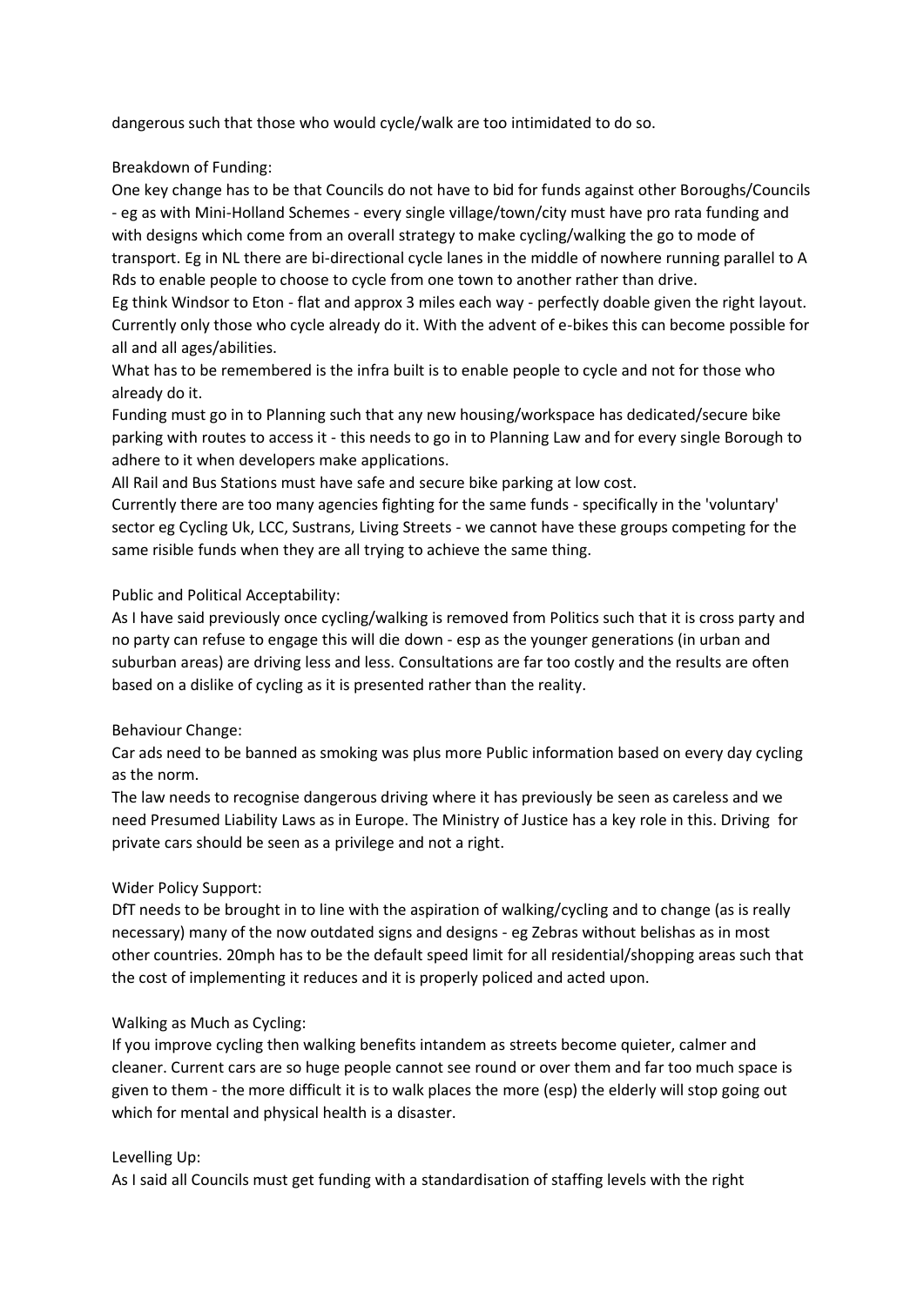dangerous such that those who would cycle/walk are too intimidated to do so.

Breakdown of Funding:

One key change has to be that Councils do not have to bid for funds against other Boroughs/Councils - eg as with Mini-Holland Schemes - every single village/town/city must have pro rata funding and with designs which come from an overall strategy to make cycling/walking the go to mode of transport. Eg in NL there are bi-directional cycle lanes in the middle of nowhere running parallel to A Rds to enable people to choose to cycle from one town to another rather than drive.

Eg think Windsor to Eton - flat and approx 3 miles each way - perfectly doable given the right layout. Currently only those who cycle already do it. With the advent of e-bikes this can become possible for all and all ages/abilities.

What has to be remembered is the infra built is to enable people to cycle and not for those who already do it.

Funding must go in to Planning such that any new housing/workspace has dedicated/secure bike parking with routes to access it - this needs to go in to Planning Law and for every single Borough to adhere to it when developers make applications.

All Rail and Bus Stations must have safe and secure bike parking at low cost.

Currently there are too many agencies fighting for the same funds - specifically in the 'voluntary' sector eg Cycling Uk, LCC, Sustrans, Living Streets - we cannot have these groups competing for the same risible funds when they are all trying to achieve the same thing.

Public and Political Acceptability:

As I have said previously once cycling/walking is removed from Politics such that it is cross party and no party can refuse to engage this will die down - esp as the younger generations (in urban and suburban areas) are driving less and less. Consultations are far too costly and the results are often based on a dislike of cycling as it is presented rather than the reality.

Behaviour Change:

Car ads need to be banned as smoking was plus more Public information based on every day cycling as the norm.

The law needs to recognise dangerous driving where it has previously be seen as careless and we need Presumed Liability Laws as in Europe. The Ministry of Justice has a key role in this. Driving for private cars should be seen as a privilege and not a right.

Wider Policy Support:

DfT needs to be brought in to line with the aspiration of walking/cycling and to change (as is really necessary) many of the now outdated signs and designs - eg Zebras without belishas as in most other countries. 20mph has to be the default speed limit for all residential/shopping areas such that the cost of implementing it reduces and it is properly policed and acted upon.

Walking as Much as Cycling:

If you improve cycling then walking benefits intandem as streets become quieter, calmer and cleaner. Current cars are so huge people cannot see round or over them and far too much space is given to them - the more difficult it is to walk places the more (esp) the elderly will stop going out which for mental and physical health is a disaster.

Levelling Up:

As I said all Councils must get funding with a standardisation of staffing levels with the right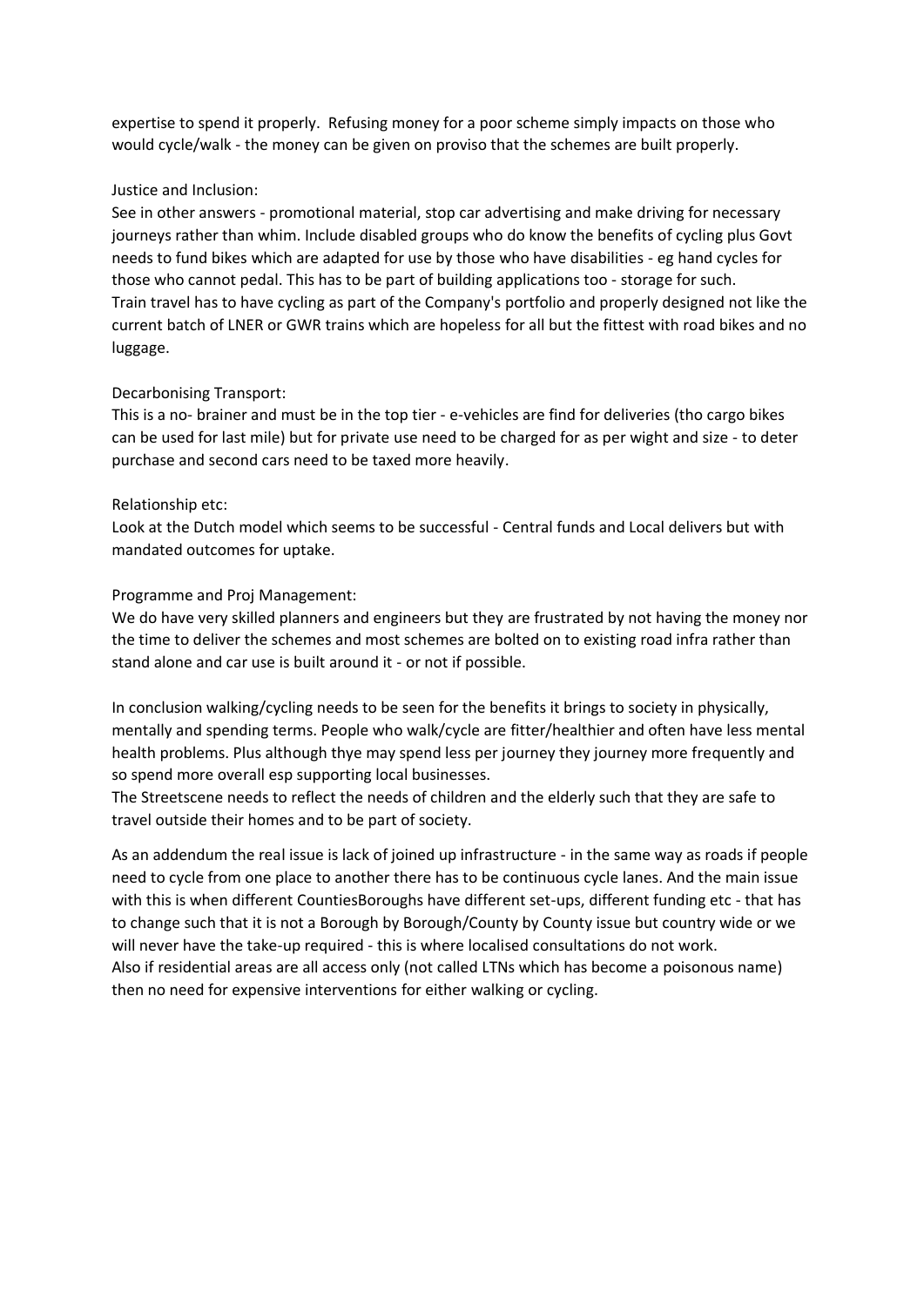expertise to spend it properly. Refusing money for a poor scheme simply impacts on those who would cycle/walk - the money can be given on proviso that the schemes are built properly.

Justice and Inclusion:
See in other answers - promotional material, stop car advertising and make driving for necessary journeys rather than whim. Include disabled groups who do know the benefits of cycling plus Govt needs to fund bikes which are adapted for use by those who have disabilities - eg hand cycles for those who cannot pedal. This has to be part of building applications too - storage for such.
Train travel has to have cycling as part of the Company's portfolio and properly designed not like the current batch of LNER or GWR trains which are hopeless for all but the fittest with road bikes and no luggage.

Decarbonising Transport:
This is a no- brainer and must be in the top tier - e-vehicles are find for deliveries (tho cargo bikes can be used for last mile) but for private use need to be charged for as per wight and size - to deter purchase and second cars need to be taxed more heavily.

Relationship etc:
Look at the Dutch model which seems to be successful - Central funds and Local delivers but with mandated outcomes for uptake.

Programme and Proj Management:
We do have very skilled planners and engineers but they are frustrated by not having the money nor the time to deliver the schemes and most schemes are bolted on to existing road infra rather than stand alone and car use is built around it - or not if possible.

In conclusion walking/cycling needs to be seen for the benefits it brings to society in physically, mentally and spending terms. People who walk/cycle are fitter/healthier and often have less mental health problems. Plus although thye may spend less per journey they journey more frequently and so spend more overall esp supporting local businesses.
The Streetscene needs to reflect the needs of children and the elderly such that they are safe to travel outside their homes and to be part of society.

As an addendum the real issue is lack of joined up infrastructure - in the same way as roads if people need to cycle from one place to another there has to be continuous cycle lanes. And the main issue with this is when different CountiesBoroughs have different set-ups, different funding etc - that has to change such that it is not a Borough by Borough/County by County issue but country wide or we will never have the take-up required - this is where localised consultations do not work.
Also if residential areas are all access only (not called LTNs which has become a poisonous name) then no need for expensive interventions for either walking or cycling.